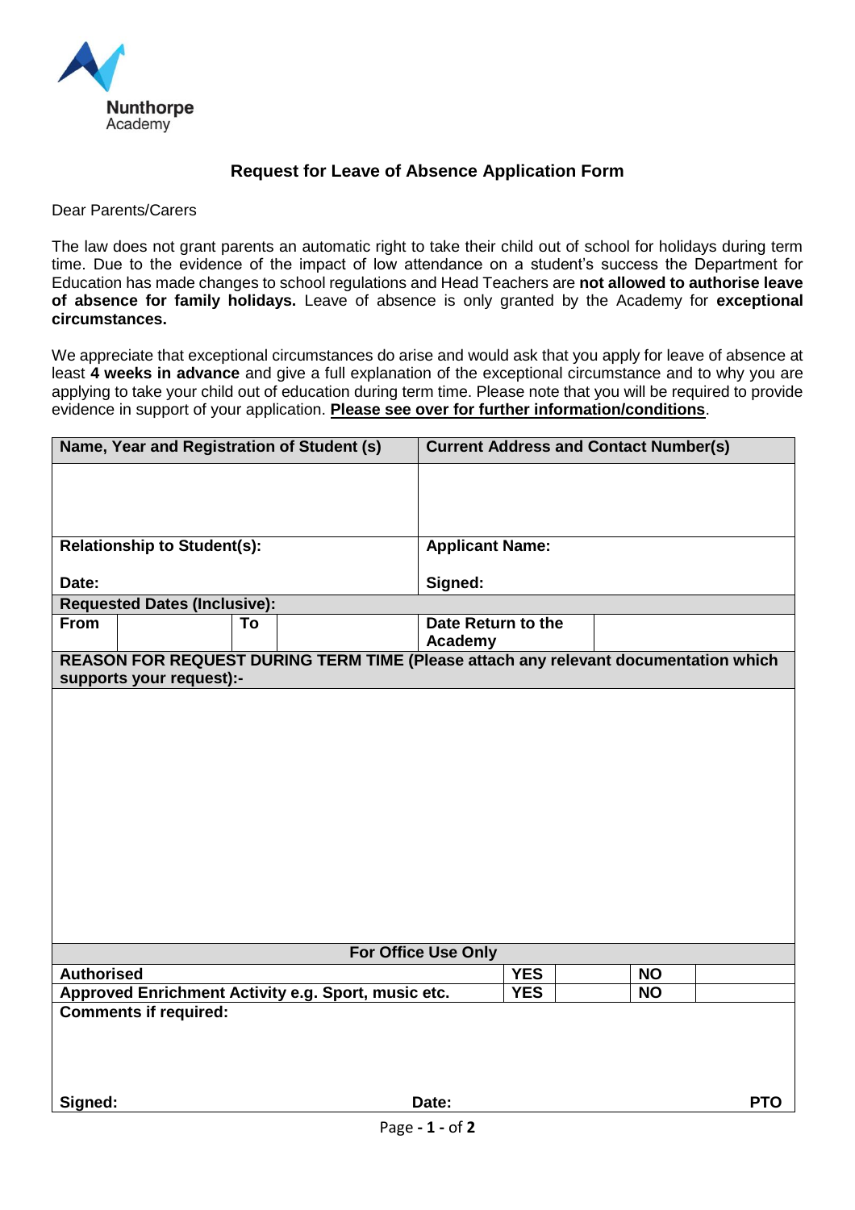Nunthorpe Academy

## Request for Leave of Absence Application Form

Dear Parents/Carers

The law does not grant parents an automatic right to take their child out of school for holidays during term time. Due to the evidence of the impact of low attendance on a student's success the Department for Education has made changes to school regulations and Head Teachers are **not allowed to authorise leave of absence for family holidays.** Leave of absence is only granted by the Academy for **exceptional circumstances.**

We appreciate that exceptional circumstances do arise and would ask that you apply for leave of absence at least **4 weeks in advance** and give a full explanation of the exceptional circumstance and to why you are applying to take your child out of education during term time. Please note that you will be required to provide evidence in support of your application. **Please see over for further information/conditions**.

| **Name, Year and Registration of Student (s)** | | | | **Current Address and Contact Number(s)** | |
|---|---|---|---|---|---|
| | | | | | |
| **Relationship to Student(s):** | | | | **Applicant Name:** | |
| **Date:** | | | | **Signed:** | |
| **Requested Dates (Inclusive):** | | | | | |
| **From** | | **To** | | **Date Return to the Academy** | |
| **REASON FOR REQUEST DURING TERM TIME (Please attach any relevant documentation which supports your request):-** | | | | | |
| | | | | | |

| **For Office Use Only** | | | | |
|---|---|---|---|---|
| **Authorised** | **YES** | | **NO** | |
| **Approved Enrichment Activity e.g. Sport, music etc.** | **YES** | | **NO** | |
| **Comments if required:** | | | | |
| **Signed:** | **Date:** | | | **PTO** |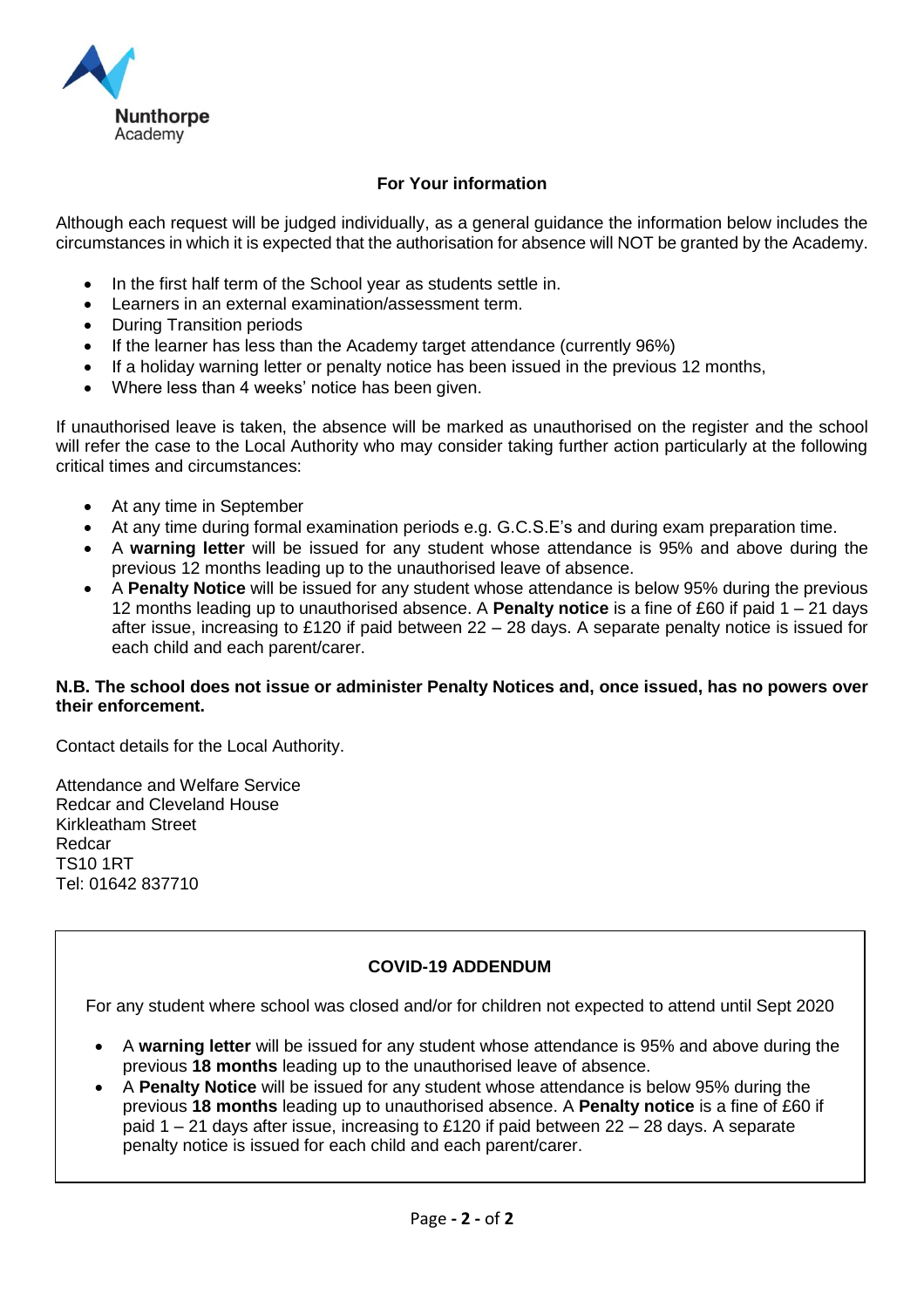Nunthorpe
Academy

## For Your information

Although each request will be judged individually, as a general guidance the information below includes the circumstances in which it is expected that the authorisation for absence will NOT be granted by the Academy.

- In the first half term of the School year as students settle in.
- Learners in an external examination/assessment term.
- During Transition periods
- If the learner has less than the Academy target attendance (currently 96%)
- If a holiday warning letter or penalty notice has been issued in the previous 12 months,
- Where less than 4 weeks' notice has been given.

If unauthorised leave is taken, the absence will be marked as unauthorised on the register and the school will refer the case to the Local Authority who may consider taking further action particularly at the following critical times and circumstances:

- At any time in September
- At any time during formal examination periods e.g. G.C.S.E's and during exam preparation time.
- A **warning letter** will be issued for any student whose attendance is 95% and above during the previous 12 months leading up to the unauthorised leave of absence.
- A **Penalty Notice** will be issued for any student whose attendance is below 95% during the previous 12 months leading up to unauthorised absence. A **Penalty notice** is a fine of £60 if paid 1 – 21 days after issue, increasing to £120 if paid between 22 – 28 days. A separate penalty notice is issued for each child and each parent/carer.

**N.B. The school does not issue or administer Penalty Notices and, once issued, has no powers over their enforcement.**

Contact details for the Local Authority.

Attendance and Welfare Service
Redcar and Cleveland House
Kirkleatham Street
Redcar
TS10 1RT
Tel: 01642 837710

### COVID-19 ADDENDUM

For any student where school was closed and/or for children not expected to attend until Sept 2020

- A **warning letter** will be issued for any student whose attendance is 95% and above during the previous **18 months** leading up to the unauthorised leave of absence.
- A **Penalty Notice** will be issued for any student whose attendance is below 95% during the previous **18 months** leading up to unauthorised absence. A **Penalty notice** is a fine of £60 if paid 1 – 21 days after issue, increasing to £120 if paid between 22 – 28 days. A separate penalty notice is issued for each child and each parent/carer.